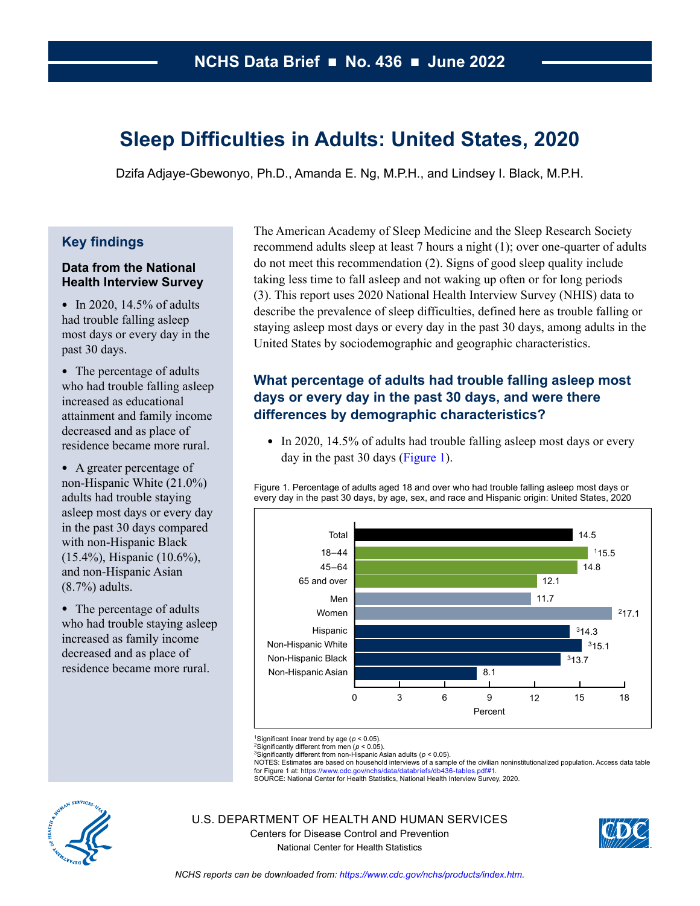NCHS Data Brief ■ No. 436 ■ June 2022

# Sleep Difficulties in Adults: United States, 2020

Dzifa Adjaye-Gbewonyo, Ph.D., Amanda E. Ng, M.P.H., and Lindsey I. Black, M.P.H.

## Key findings

### Data from the National Health Interview Survey

- In 2020, 14.5% of adults had trouble falling asleep most days or every day in the past 30 days.
- The percentage of adults who had trouble falling asleep increased as educational attainment and family income decreased and as place of residence became more rural.
- A greater percentage of non-Hispanic White (21.0%) adults had trouble staying asleep most days or every day in the past 30 days compared with non-Hispanic Black (15.4%), Hispanic (10.6%), and non-Hispanic Asian (8.7%) adults.
- The percentage of adults who had trouble staying asleep increased as family income decreased and as place of residence became more rural.

The American Academy of Sleep Medicine and the Sleep Research Society recommend adults sleep at least 7 hours a night (1); over one-quarter of adults do not meet this recommendation (2). Signs of good sleep quality include taking less time to fall asleep and not waking up often or for long periods (3). This report uses 2020 National Health Interview Survey (NHIS) data to describe the prevalence of sleep difficulties, defined here as trouble falling or staying asleep most days or every day in the past 30 days, among adults in the United States by sociodemographic and geographic characteristics.

## What percentage of adults had trouble falling asleep most days or every day in the past 30 days, and were there differences by demographic characteristics?

- In 2020, 14.5% of adults had trouble falling asleep most days or every day in the past 30 days (Figure 1).

Figure 1. Percentage of adults aged 18 and over who had trouble falling asleep most days or every day in the past 30 days, by age, sex, and race and Hispanic origin: United States, 2020

| Characteristic | Percent |
|---|---|
| Total | 14.5 |
| 18–44 | [1]15.5 |
| 45–64 | 14.8 |
| 65 and over | 12.1 |
| Men | 11.7 |
| Women | [2]17.1 |
| Hispanic | [3]14.3 |
| Non-Hispanic White | [3]15.1 |
| Non-Hispanic Black | [3]13.7 |
| Non-Hispanic Asian | 8.1 |

[1]Significant linear trend by age ($p < 0.05$).
[2]Significantly different from men ($p < 0.05$).
[3]Significantly different from non-Hispanic Asian adults ($p < 0.05$).
NOTES: Estimates are based on household interviews of a sample of the civilian noninstitutionalized population. Access data table for Figure 1 at: https://www.cdc.gov/nchs/data/databriefs/db436-tables.pdf#1.
SOURCE: National Center for Health Statistics, National Health Interview Survey, 2020.

U.S. DEPARTMENT OF HEALTH AND HUMAN SERVICES
Centers for Disease Control and Prevention
National Center for Health Statistics

*NCHS reports can be downloaded from: https://www.cdc.gov/nchs/products/index.htm.*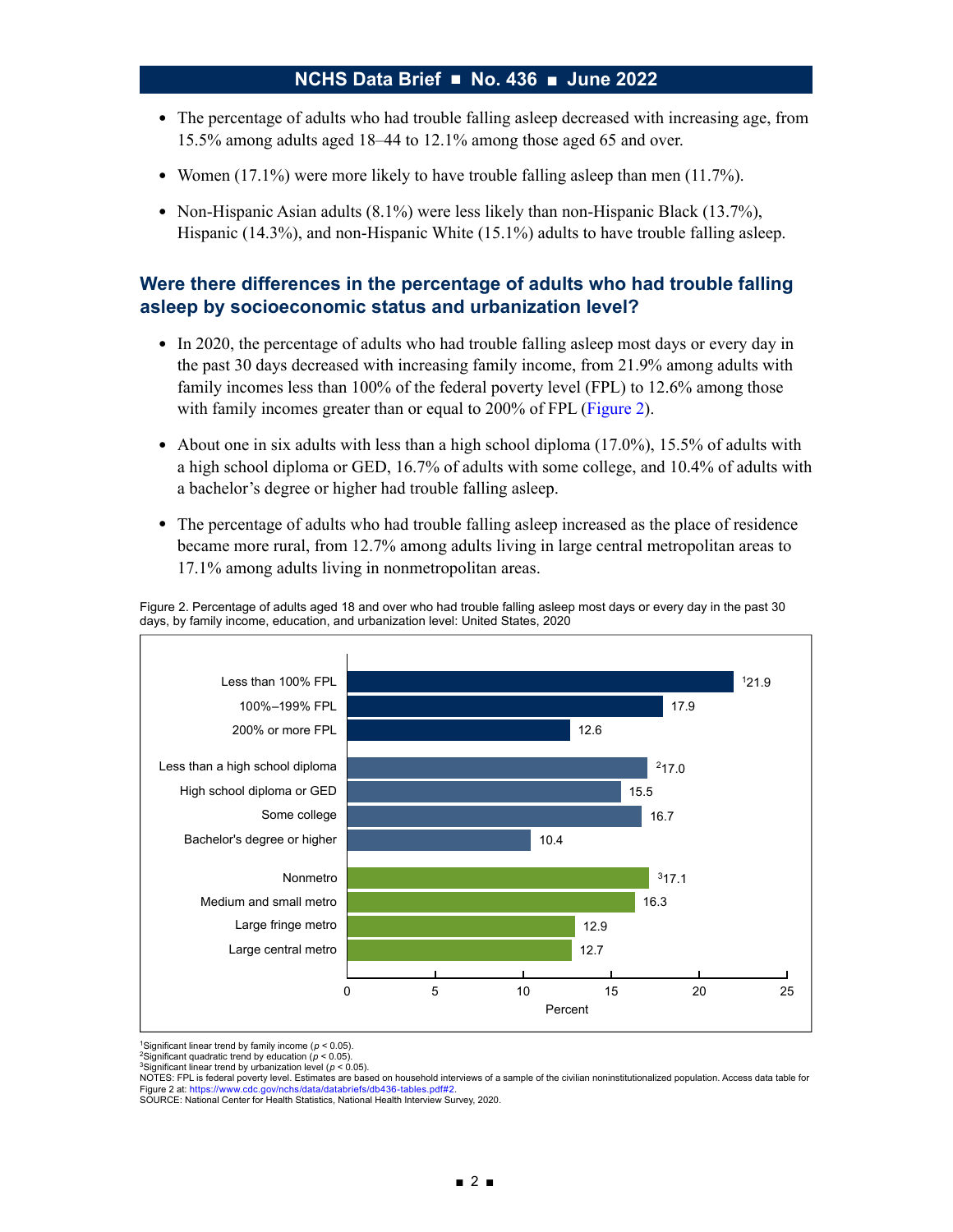- The percentage of adults who had trouble falling asleep decreased with increasing age, from 15.5% among adults aged 18–44 to 12.1% among those aged 65 and over.
- Women (17.1%) were more likely to have trouble falling asleep than men (11.7%).
- Non-Hispanic Asian adults (8.1%) were less likely than non-Hispanic Black (13.7%), Hispanic (14.3%), and non-Hispanic White (15.1%) adults to have trouble falling asleep.

## Were there differences in the percentage of adults who had trouble falling asleep by socioeconomic status and urbanization level?

- In 2020, the percentage of adults who had trouble falling asleep most days or every day in the past 30 days decreased with increasing family income, from 21.9% among adults with family incomes less than 100% of the federal poverty level (FPL) to 12.6% among those with family incomes greater than or equal to 200% of FPL (Figure 2).
- About one in six adults with less than a high school diploma (17.0%), 15.5% of adults with a high school diploma or GED, 16.7% of adults with some college, and 10.4% of adults with a bachelor's degree or higher had trouble falling asleep.
- The percentage of adults who had trouble falling asleep increased as the place of residence became more rural, from 12.7% among adults living in large central metropolitan areas to 17.1% among adults living in nonmetropolitan areas.

Figure 2. Percentage of adults aged 18 and over who had trouble falling asleep most days or every day in the past 30 days, by family income, education, and urbanization level: United States, 2020

| Characteristic | Percent |
| --- | --- |
| Less than 100% FPL | [1]21.9 |
| 100%–199% FPL | 17.9 |
| 200% or more FPL | 12.6 |
| Less than a high school diploma | [2]17.0 |
| High school diploma or GED | 15.5 |
| Some college | 16.7 |
| Bachelor's degree or higher | 10.4 |
| Nonmetro | [3]17.1 |
| Medium and small metro | 16.3 |
| Large fringe metro | 12.9 |
| Large central metro | 12.7 |

[1]Significant linear trend by family income ($p < 0.05$).
[2]Significant quadratic trend by education ($p < 0.05$).
[3]Significant linear trend by urbanization level ($p < 0.05$).
NOTES: FPL is federal poverty level. Estimates are based on household interviews of a sample of the civilian noninstitutionalized population. Access data table for Figure 2 at: https://www.cdc.gov/nchs/data/databriefs/db436-tables.pdf#2.
SOURCE: National Center for Health Statistics, National Health Interview Survey, 2020.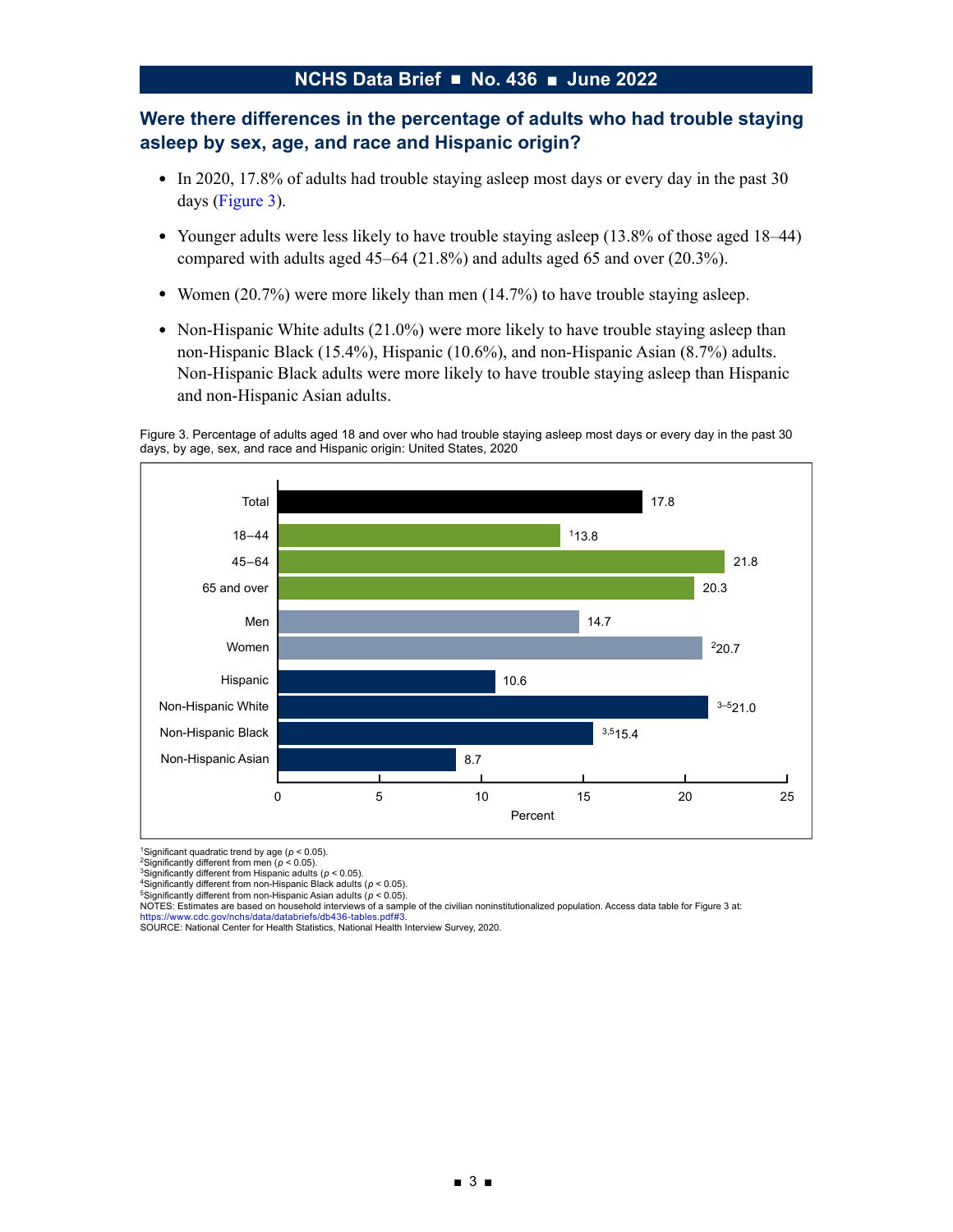## Were there differences in the percentage of adults who had trouble staying asleep by sex, age, and race and Hispanic origin?

- In 2020, 17.8% of adults had trouble staying asleep most days or every day in the past 30 days (Figure 3).
- Younger adults were less likely to have trouble staying asleep (13.8% of those aged 18–44) compared with adults aged 45–64 (21.8%) and adults aged 65 and over (20.3%).
- Women (20.7%) were more likely than men (14.7%) to have trouble staying asleep.
- Non-Hispanic White adults (21.0%) were more likely to have trouble staying asleep than non-Hispanic Black (15.4%), Hispanic (10.6%), and non-Hispanic Asian (8.7%) adults. Non-Hispanic Black adults were more likely to have trouble staying asleep than Hispanic and non-Hispanic Asian adults.

Figure 3. Percentage of adults aged 18 and over who had trouble staying asleep most days or every day in the past 30 days, by age, sex, and race and Hispanic origin: United States, 2020

| Group | Percent |
|---|---|
| Total | 17.8 |
| 18–44 | [1]13.8 |
| 45–64 | 21.8 |
| 65 and over | 20.3 |
| Men | 14.7 |
| Women | [2]20.7 |
| Hispanic | 10.6 |
| Non-Hispanic White | [3–5]21.0 |
| Non-Hispanic Black | [3,5]15.4 |
| Non-Hispanic Asian | 8.7 |

[1]Significant quadratic trend by age ($p < 0.05$).
[2]Significantly different from men ($p < 0.05$).
[3]Significantly different from Hispanic adults ($p < 0.05$).
[4]Significantly different from non-Hispanic Black adults ($p < 0.05$).
[5]Significantly different from non-Hispanic Asian adults ($p < 0.05$).
NOTES: Estimates are based on household interviews of a sample of the civilian noninstitutionalized population. Access data table for Figure 3 at: https://www.cdc.gov/nchs/data/databriefs/db436-tables.pdf#3.
SOURCE: National Center for Health Statistics, National Health Interview Survey, 2020.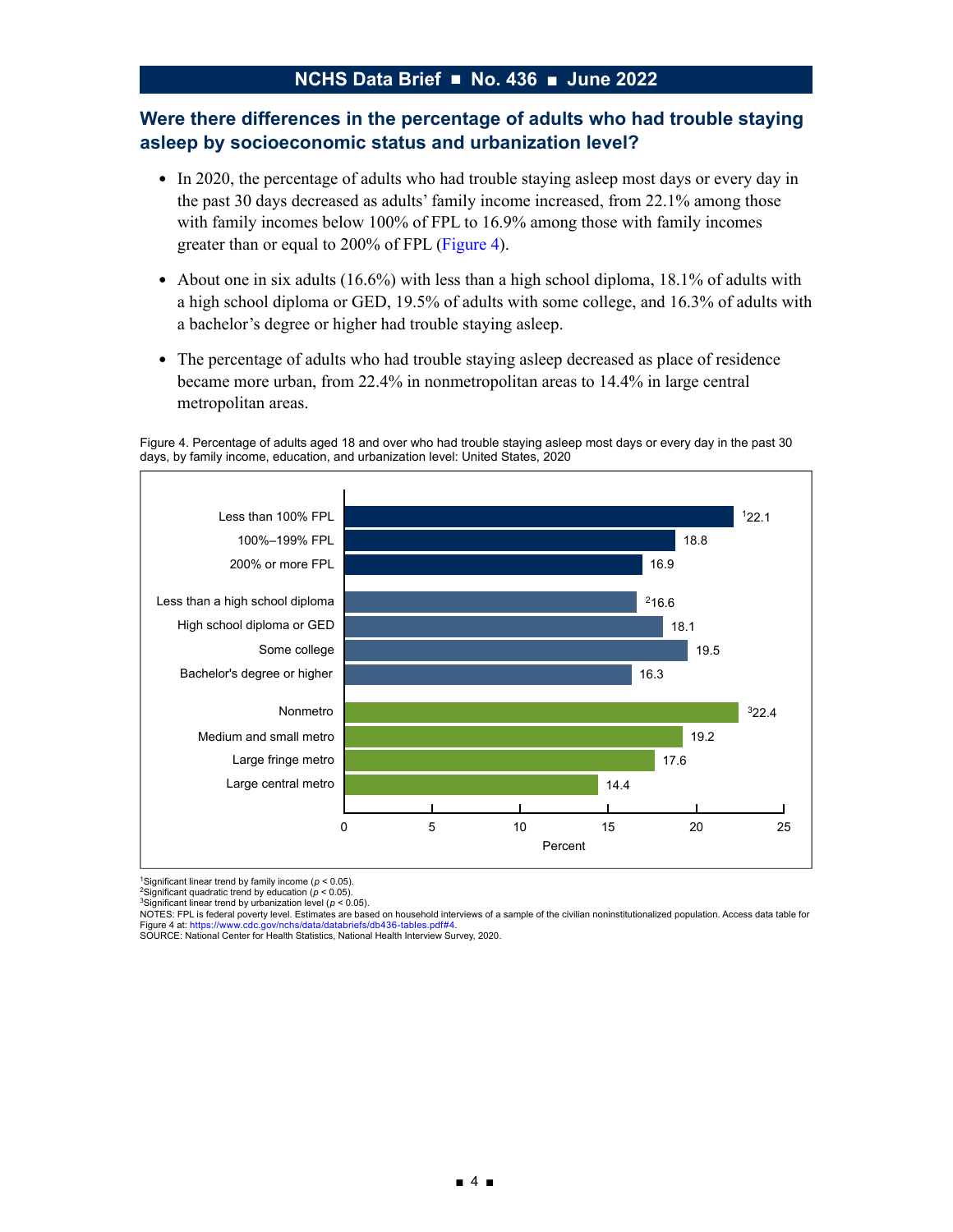## Were there differences in the percentage of adults who had trouble staying asleep by socioeconomic status and urbanization level?

- In 2020, the percentage of adults who had trouble staying asleep most days or every day in the past 30 days decreased as adults' family income increased, from 22.1% among those with family incomes below 100% of FPL to 16.9% among those with family incomes greater than or equal to 200% of FPL (Figure 4).
- About one in six adults (16.6%) with less than a high school diploma, 18.1% of adults with a high school diploma or GED, 19.5% of adults with some college, and 16.3% of adults with a bachelor's degree or higher had trouble staying asleep.
- The percentage of adults who had trouble staying asleep decreased as place of residence became more urban, from 22.4% in nonmetropolitan areas to 14.4% in large central metropolitan areas.

Figure 4. Percentage of adults aged 18 and over who had trouble staying asleep most days or every day in the past 30 days, by family income, education, and urbanization level: United States, 2020

| Characteristic | Percent |
| --- | --- |
| Less than 100% FPL | [1]22.1 |
| 100%–199% FPL | 18.8 |
| 200% or more FPL | 16.9 |
| Less than a high school diploma | [2]16.6 |
| High school diploma or GED | 18.1 |
| Some college | 19.5 |
| Bachelor's degree or higher | 16.3 |
| Nonmetro | [3]22.4 |
| Medium and small metro | 19.2 |
| Large fringe metro | 17.6 |
| Large central metro | 14.4 |

[1]Significant linear trend by family income ($p < 0.05$).
[2]Significant quadratic trend by education ($p < 0.05$).
[3]Significant linear trend by urbanization level ($p < 0.05$).
NOTES: FPL is federal poverty level. Estimates are based on household interviews of a sample of the civilian noninstitutionalized population. Access data table for Figure 4 at: https://www.cdc.gov/nchs/data/databriefs/db436-tables.pdf#4.
SOURCE: National Center for Health Statistics, National Health Interview Survey, 2020.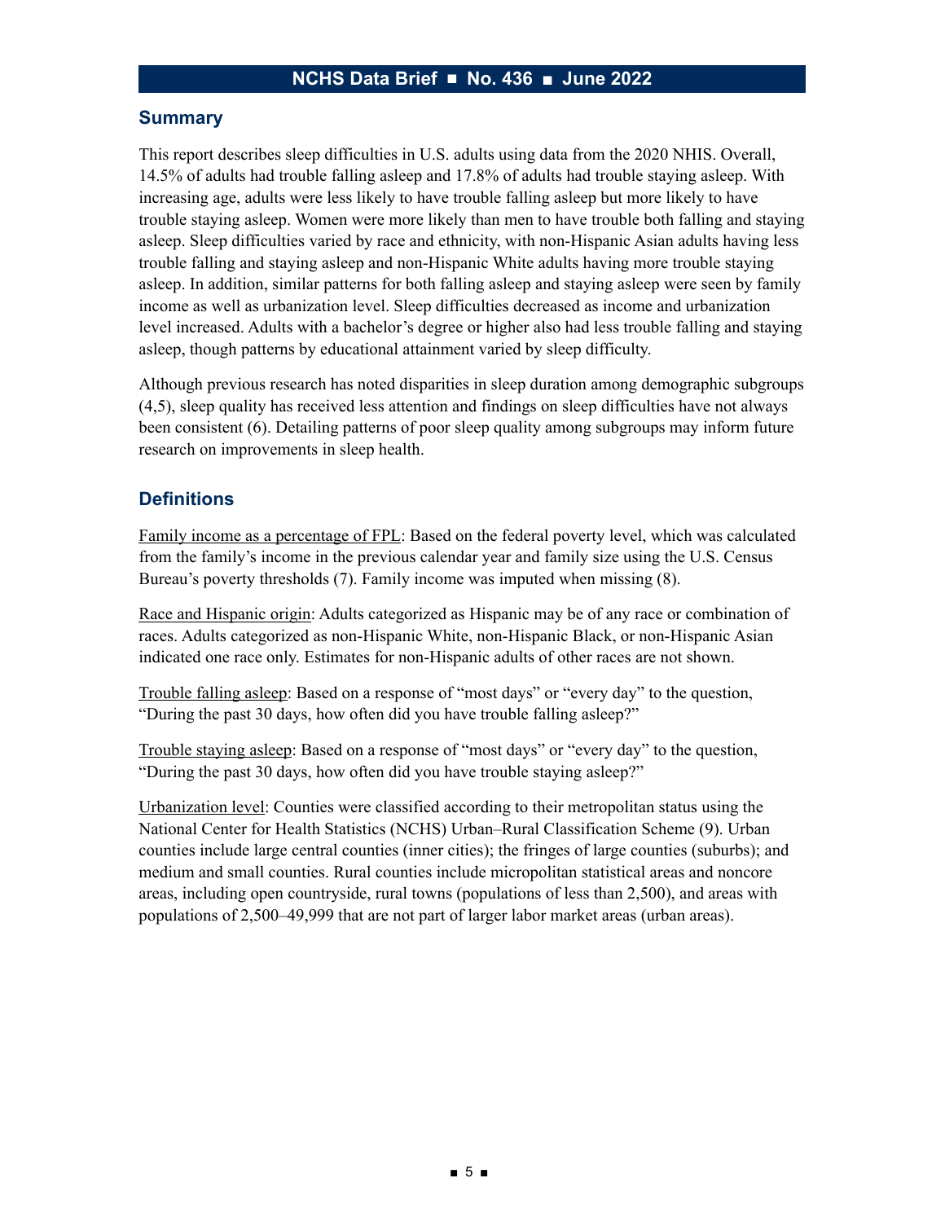## Summary

This report describes sleep difficulties in U.S. adults using data from the 2020 NHIS. Overall, 14.5% of adults had trouble falling asleep and 17.8% of adults had trouble staying asleep. With increasing age, adults were less likely to have trouble falling asleep but more likely to have trouble staying asleep. Women were more likely than men to have trouble both falling and staying asleep. Sleep difficulties varied by race and ethnicity, with non-Hispanic Asian adults having less trouble falling and staying asleep and non-Hispanic White adults having more trouble staying asleep. In addition, similar patterns for both falling asleep and staying asleep were seen by family income as well as urbanization level. Sleep difficulties decreased as income and urbanization level increased. Adults with a bachelor's degree or higher also had less trouble falling and staying asleep, though patterns by educational attainment varied by sleep difficulty.

Although previous research has noted disparities in sleep duration among demographic subgroups (4,5), sleep quality has received less attention and findings on sleep difficulties have not always been consistent (6). Detailing patterns of poor sleep quality among subgroups may inform future research on improvements in sleep health.

## Definitions

Family income as a percentage of FPL: Based on the federal poverty level, which was calculated from the family's income in the previous calendar year and family size using the U.S. Census Bureau's poverty thresholds (7). Family income was imputed when missing (8).

Race and Hispanic origin: Adults categorized as Hispanic may be of any race or combination of races. Adults categorized as non-Hispanic White, non-Hispanic Black, or non-Hispanic Asian indicated one race only. Estimates for non-Hispanic adults of other races are not shown.

Trouble falling asleep: Based on a response of "most days" or "every day" to the question, "During the past 30 days, how often did you have trouble falling asleep?"

Trouble staying asleep: Based on a response of "most days" or "every day" to the question, "During the past 30 days, how often did you have trouble staying asleep?"

Urbanization level: Counties were classified according to their metropolitan status using the National Center for Health Statistics (NCHS) Urban–Rural Classification Scheme (9). Urban counties include large central counties (inner cities); the fringes of large counties (suburbs); and medium and small counties. Rural counties include micropolitan statistical areas and noncore areas, including open countryside, rural towns (populations of less than 2,500), and areas with populations of 2,500–49,999 that are not part of larger labor market areas (urban areas).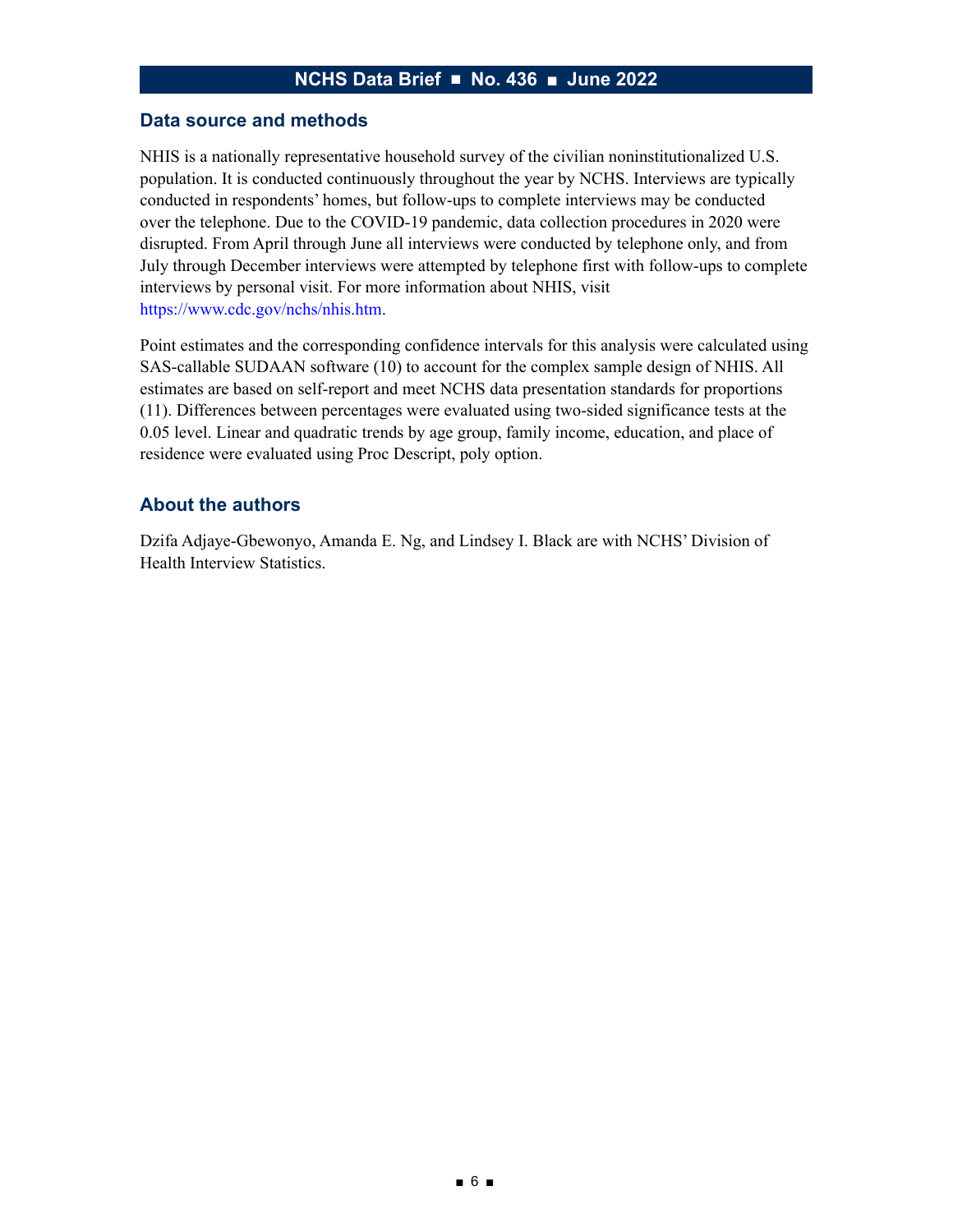## Data source and methods

NHIS is a nationally representative household survey of the civilian noninstitutionalized U.S. population. It is conducted continuously throughout the year by NCHS. Interviews are typically conducted in respondents' homes, but follow-ups to complete interviews may be conducted over the telephone. Due to the COVID-19 pandemic, data collection procedures in 2020 were disrupted. From April through June all interviews were conducted by telephone only, and from July through December interviews were attempted by telephone first with follow-ups to complete interviews by personal visit. For more information about NHIS, visit https://www.cdc.gov/nchs/nhis.htm.

Point estimates and the corresponding confidence intervals for this analysis were calculated using SAS-callable SUDAAN software (10) to account for the complex sample design of NHIS. All estimates are based on self-report and meet NCHS data presentation standards for proportions (11). Differences between percentages were evaluated using two-sided significance tests at the 0.05 level. Linear and quadratic trends by age group, family income, education, and place of residence were evaluated using Proc Descript, poly option.

## About the authors

Dzifa Adjaye-Gbewonyo, Amanda E. Ng, and Lindsey I. Black are with NCHS' Division of Health Interview Statistics.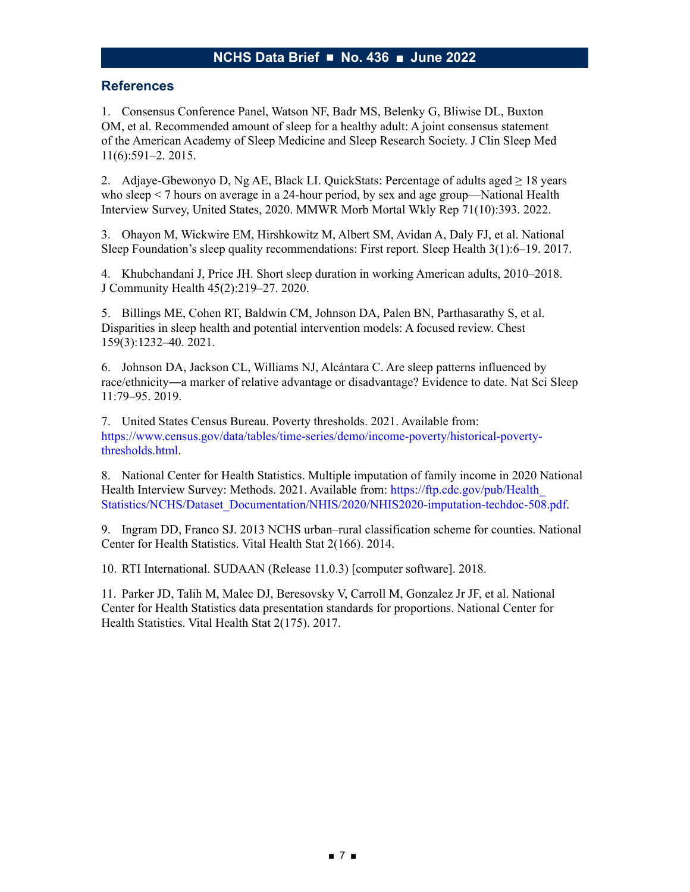## References

1. Consensus Conference Panel, Watson NF, Badr MS, Belenky G, Bliwise DL, Buxton OM, et al. Recommended amount of sleep for a healthy adult: A joint consensus statement of the American Academy of Sleep Medicine and Sleep Research Society. J Clin Sleep Med 11(6):591–2. 2015.

2. Adjaye-Gbewonyo D, Ng AE, Black LI. QuickStats: Percentage of adults aged ≥ 18 years who sleep < 7 hours on average in a 24-hour period, by sex and age group—National Health Interview Survey, United States, 2020. MMWR Morb Mortal Wkly Rep 71(10):393. 2022.

3. Ohayon M, Wickwire EM, Hirshkowitz M, Albert SM, Avidan A, Daly FJ, et al. National Sleep Foundation's sleep quality recommendations: First report. Sleep Health 3(1):6–19. 2017.

4. Khubchandani J, Price JH. Short sleep duration in working American adults, 2010–2018. J Community Health 45(2):219–27. 2020.

5. Billings ME, Cohen RT, Baldwin CM, Johnson DA, Palen BN, Parthasarathy S, et al. Disparities in sleep health and potential intervention models: A focused review. Chest 159(3):1232–40. 2021.

6. Johnson DA, Jackson CL, Williams NJ, Alcántara C. Are sleep patterns influenced by race/ethnicity—a marker of relative advantage or disadvantage? Evidence to date. Nat Sci Sleep 11:79–95. 2019.

7. United States Census Bureau. Poverty thresholds. 2021. Available from: https://www.census.gov/data/tables/time-series/demo/income-poverty/historical-poverty-thresholds.html.

8. National Center for Health Statistics. Multiple imputation of family income in 2020 National Health Interview Survey: Methods. 2021. Available from: https://ftp.cdc.gov/pub/Health_Statistics/NCHS/Dataset_Documentation/NHIS/2020/NHIS2020-imputation-techdoc-508.pdf.

9. Ingram DD, Franco SJ. 2013 NCHS urban–rural classification scheme for counties. National Center for Health Statistics. Vital Health Stat 2(166). 2014.

10. RTI International. SUDAAN (Release 11.0.3) [computer software]. 2018.

11. Parker JD, Talih M, Malec DJ, Beresovsky V, Carroll M, Gonzalez Jr JF, et al. National Center for Health Statistics data presentation standards for proportions. National Center for Health Statistics. Vital Health Stat 2(175). 2017.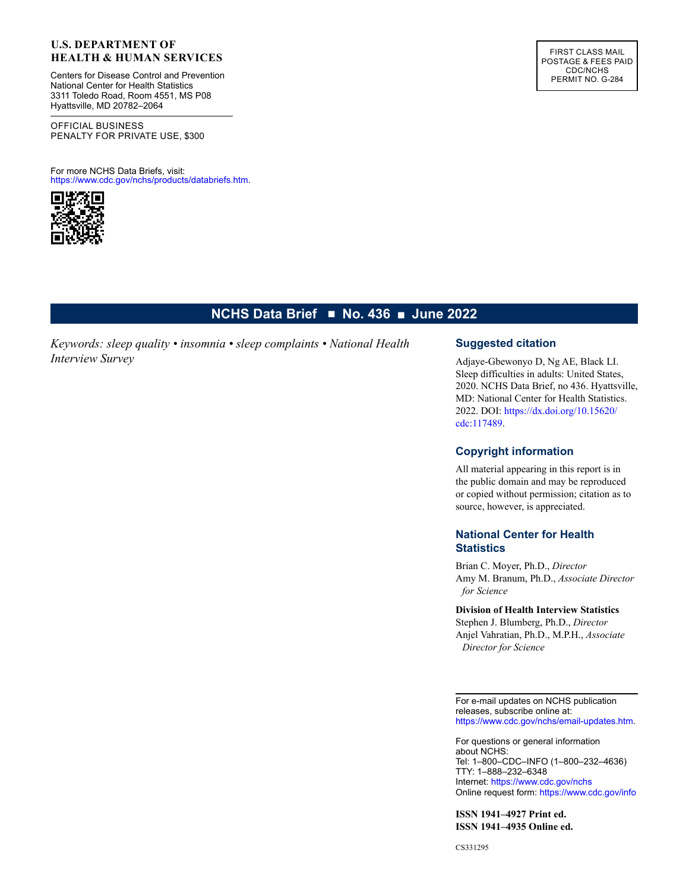**U.S. DEPARTMENT OF HEALTH & HUMAN SERVICES**

Centers for Disease Control and Prevention
National Center for Health Statistics
3311 Toledo Road, Room 4551, MS P08
Hyattsville, MD 20782–2064

OFFICIAL BUSINESS
PENALTY FOR PRIVATE USE, $300

FIRST CLASS MAIL
POSTAGE & FEES PAID
CDC/NCHS
PERMIT NO. G-284

For more NCHS Data Briefs, visit:
https://www.cdc.gov/nchs/products/databriefs.htm.

## NCHS Data Brief ■ No. 436 ■ June 2022

*Keywords: sleep quality • insomnia • sleep complaints • National Health Interview Survey*

### Suggested citation

Adjaye-Gbewonyo D, Ng AE, Black LI. Sleep difficulties in adults: United States, 2020. NCHS Data Brief, no 436. Hyattsville, MD: National Center for Health Statistics. 2022. DOI: https://dx.doi.org/10.15620/cdc:117489.

### Copyright information

All material appearing in this report is in the public domain and may be reproduced or copied without permission; citation as to source, however, is appreciated.

### National Center for Health Statistics

Brian C. Moyer, Ph.D., *Director*
Amy M. Branum, Ph.D., *Associate Director for Science*

**Division of Health Interview Statistics**
Stephen J. Blumberg, Ph.D., *Director*
Anjel Vahratian, Ph.D., M.P.H., *Associate Director for Science*

For e-mail updates on NCHS publication releases, subscribe online at: https://www.cdc.gov/nchs/email-updates.htm.

For questions or general information about NCHS:
Tel: 1–800–CDC–INFO (1–800–232–4636)
TTY: 1–888–232–6348
Internet: https://www.cdc.gov/nchs
Online request form: https://www.cdc.gov/info

**ISSN 1941–4927 Print ed.**
**ISSN 1941–4935 Online ed.**

CS331295